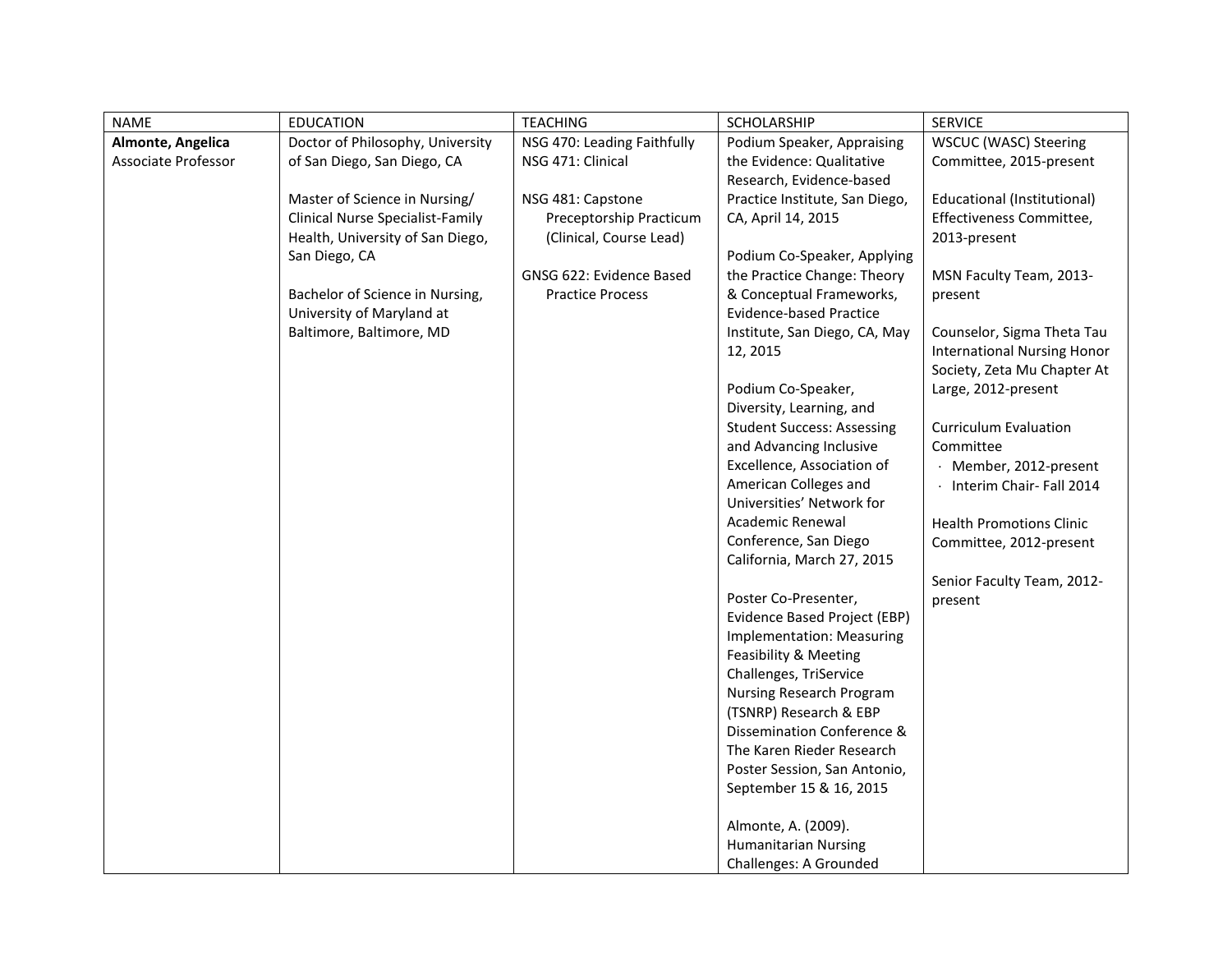| NAME | EDUCATION | TEACHING | SCHOLARSHIP | SERVICE |
|---|---|---|---|---|
| **Almonte, Angelica**<br>Associate Professor | Doctor of Philosophy, University of San Diego, San Diego, CA<br><br>Master of Science in Nursing/ Clinical Nurse Specialist-Family Health, University of San Diego, San Diego, CA<br><br>Bachelor of Science in Nursing, University of Maryland at Baltimore, Baltimore, MD | NSG 470: Leading Faithfully<br>NSG 471: Clinical<br><br>NSG 481: Capstone Preceptorship Practicum (Clinical, Course Lead)<br><br>GNSG 622: Evidence Based Practice Process | Podium Speaker, Appraising the Evidence: Qualitative Research, Evidence-based Practice Institute, San Diego, CA, April 14, 2015<br><br>Podium Co-Speaker, Applying the Practice Change: Theory & Conceptual Frameworks, Evidence-based Practice Institute, San Diego, CA, May 12, 2015<br><br>Podium Co-Speaker, Diversity, Learning, and Student Success: Assessing and Advancing Inclusive Excellence, Association of American Colleges and Universities' Network for Academic Renewal Conference, San Diego California, March 27, 2015<br><br>Poster Co-Presenter, Evidence Based Project (EBP) Implementation: Measuring Feasibility & Meeting Challenges, TriService Nursing Research Program (TSNRP) Research & EBP Dissemination Conference & The Karen Rieder Research Poster Session, San Antonio, September 15 & 16, 2015<br><br>Almonte, A. (2009). Humanitarian Nursing Challenges: A Grounded | WSCUC (WASC) Steering Committee, 2015-present<br><br>Educational (Institutional) Effectiveness Committee, 2013-present<br><br>MSN Faculty Team, 2013-present<br><br>Counselor, Sigma Theta Tau International Nursing Honor Society, Zeta Mu Chapter At Large, 2012-present<br><br>Curriculum Evaluation Committee<br>· Member, 2012-present<br>· Interim Chair- Fall 2014<br><br>Health Promotions Clinic Committee, 2012-present<br><br>Senior Faculty Team, 2012-present |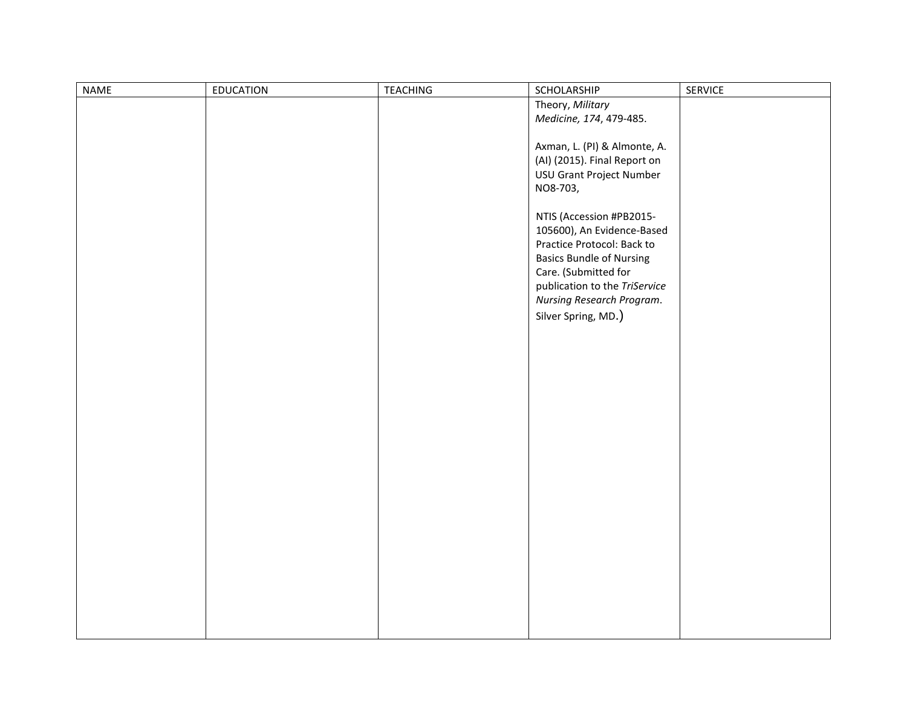| NAME | EDUCATION | TEACHING | SCHOLARSHIP | SERVICE |
|---|---|---|---|---|
| | | | Theory, *Military Medicine, 174*, 479-485.<br><br>Axman, L. (PI) & Almonte, A. (AI) (2015). Final Report on USU Grant Project Number NO8-703,<br><br>NTIS (Accession #PB2015-105600), An Evidence-Based Practice Protocol: Back to Basics Bundle of Nursing Care. (Submitted for publication to the *TriService Nursing Research Program*. Silver Spring, MD.) | |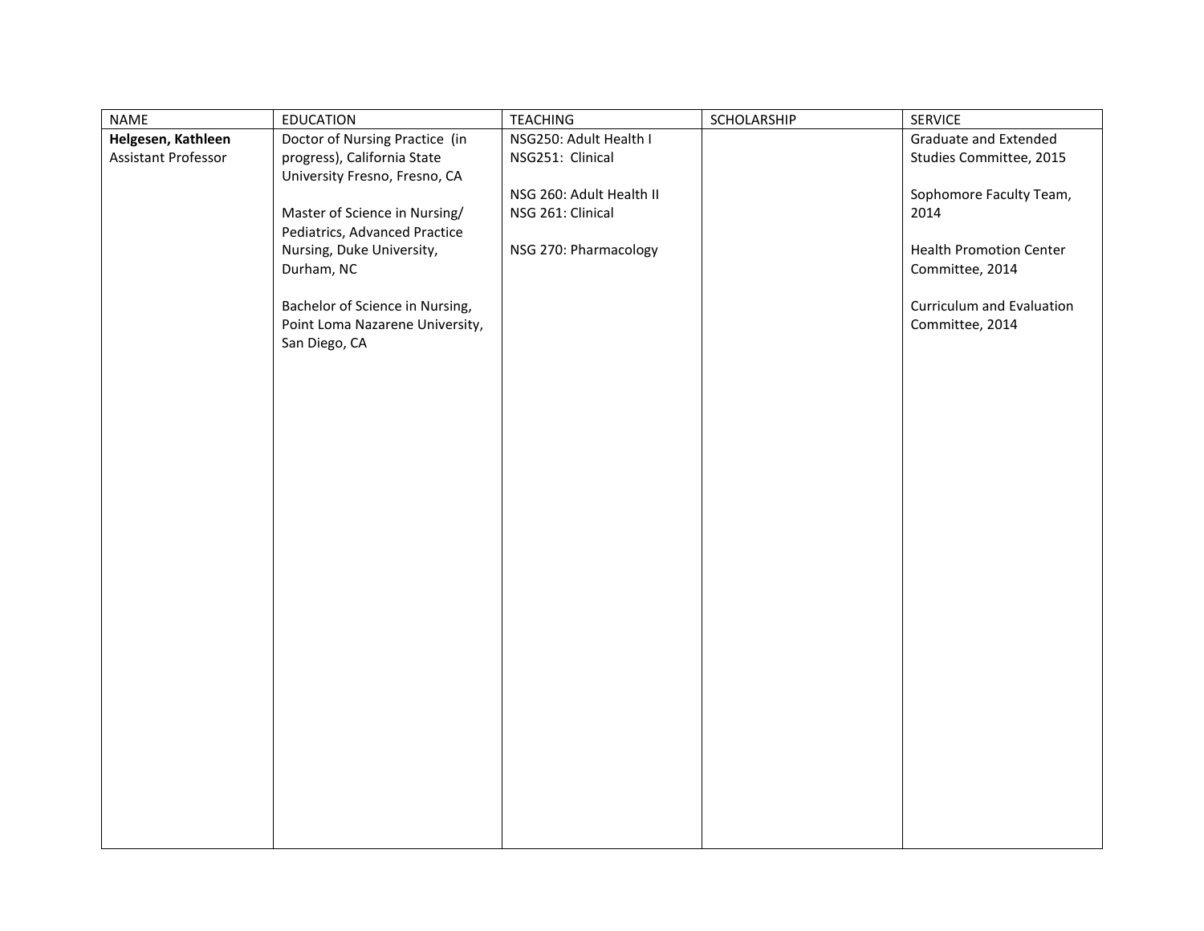| NAME | EDUCATION | TEACHING | SCHOLARSHIP | SERVICE |
| --- | --- | --- | --- | --- |
| **Helgesen, Kathleen**<br>Assistant Professor | Doctor of Nursing Practice (in progress), California State University Fresno, Fresno, CA<br><br>Master of Science in Nursing/ Pediatrics, Advanced Practice Nursing, Duke University, Durham, NC<br><br>Bachelor of Science in Nursing, Point Loma Nazarene University, San Diego, CA | NSG250: Adult Health I<br>NSG251: Clinical<br><br>NSG 260: Adult Health II<br>NSG 261: Clinical<br><br>NSG 270: Pharmacology | | Graduate and Extended Studies Committee, 2015<br><br>Sophomore Faculty Team, 2014<br><br>Health Promotion Center Committee, 2014<br><br>Curriculum and Evaluation Committee, 2014 |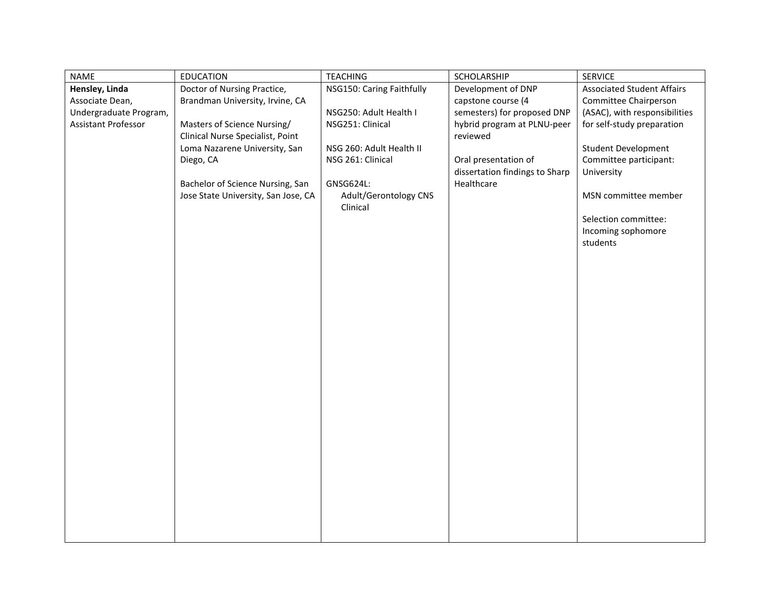| NAME | EDUCATION | TEACHING | SCHOLARSHIP | SERVICE |
|---|---|---|---|---|
| **Hensley, Linda**<br>Associate Dean, Undergraduate Program, Assistant Professor | Doctor of Nursing Practice, Brandman University, Irvine, CA<br><br>Masters of Science Nursing/ Clinical Nurse Specialist, Point Loma Nazarene University, San Diego, CA<br><br>Bachelor of Science Nursing, San Jose State University, San Jose, CA | NSG150: Caring Faithfully<br><br>NSG250: Adult Health I<br>NSG251: Clinical<br><br>NSG 260: Adult Health II<br>NSG 261: Clinical<br><br>GNSG624L: Adult/Gerontology CNS Clinical | Development of DNP capstone course (4 semesters) for proposed DNP hybrid program at PLNU-peer reviewed<br><br>Oral presentation of dissertation findings to Sharp Healthcare | Associated Student Affairs Committee Chairperson (ASAC), with responsibilities for self-study preparation<br><br>Student Development Committee participant: University<br><br>MSN committee member<br><br>Selection committee: Incoming sophomore students |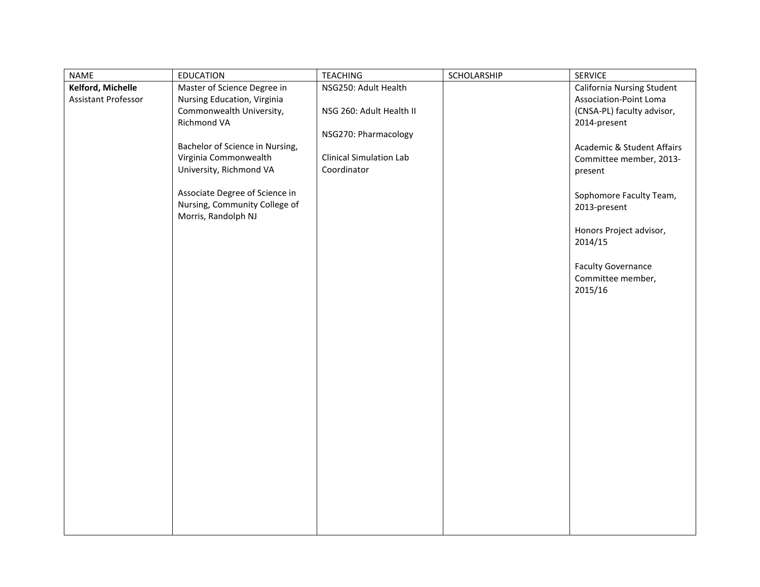| NAME | EDUCATION | TEACHING | SCHOLARSHIP | SERVICE |
| --- | --- | --- | --- | --- |
| **Kelford, Michelle**<br>Assistant Professor | Master of Science Degree in Nursing Education, Virginia Commonwealth University, Richmond VA<br><br>Bachelor of Science in Nursing, Virginia Commonwealth University, Richmond VA<br><br>Associate Degree of Science in Nursing, Community College of Morris, Randolph NJ | NSG250: Adult Health<br><br>NSG 260: Adult Health II<br><br>NSG270: Pharmacology<br><br>Clinical Simulation Lab Coordinator | | California Nursing Student Association-Point Loma (CNSA-PL) faculty advisor, 2014-present<br><br>Academic & Student Affairs Committee member, 2013-present<br><br>Sophomore Faculty Team, 2013-present<br><br>Honors Project advisor, 2014/15<br><br>Faculty Governance Committee member, 2015/16 |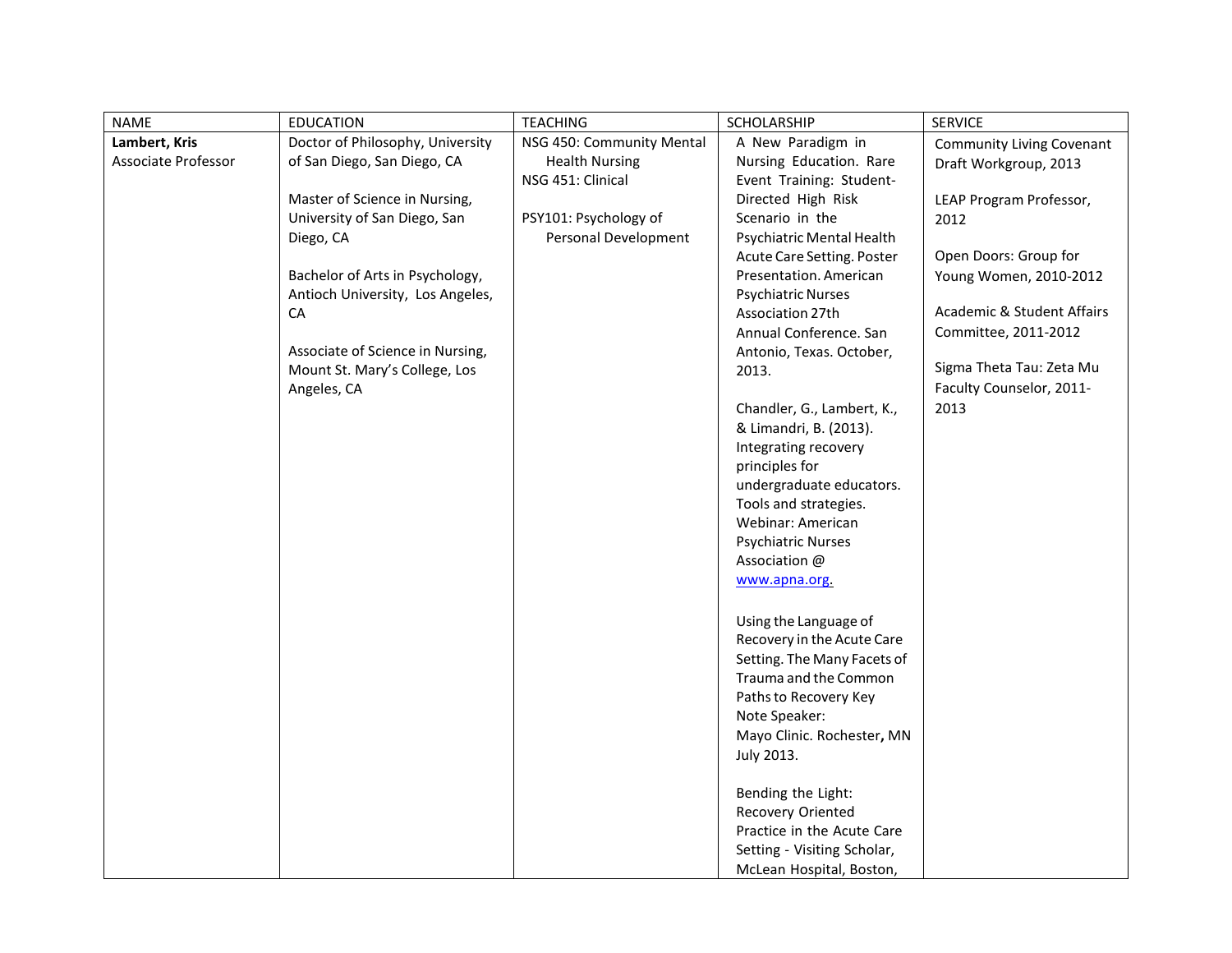| NAME | EDUCATION | TEACHING | SCHOLARSHIP | SERVICE |
|---|---|---|---|---|
| **Lambert, Kris**<br>Associate Professor | Doctor of Philosophy, University of San Diego, San Diego, CA<br><br>Master of Science in Nursing, University of San Diego, San Diego, CA<br><br>Bachelor of Arts in Psychology, Antioch University, Los Angeles, CA<br><br>Associate of Science in Nursing, Mount St. Mary's College, Los Angeles, CA | NSG 450: Community Mental Health Nursing<br>NSG 451: Clinical<br><br>PSY101: Psychology of Personal Development | A New Paradigm in Nursing Education. Rare Event Training: Student-Directed High Risk Scenario in the Psychiatric Mental Health Acute Care Setting. Poster Presentation. American Psychiatric Nurses Association 27th Annual Conference. San Antonio, Texas. October, 2013.<br><br>Chandler, G., Lambert, K., & Limandri, B. (2013). Integrating recovery principles for undergraduate educators. Tools and strategies. Webinar: American Psychiatric Nurses Association @ www.apna.org.<br><br>Using the Language of Recovery in the Acute Care Setting. The Many Facets of Trauma and the Common Paths to Recovery Key Note Speaker: Mayo Clinic. Rochester, MN July 2013.<br><br>Bending the Light: Recovery Oriented Practice in the Acute Care Setting - Visiting Scholar, McLean Hospital, Boston, | Community Living Covenant Draft Workgroup, 2013<br><br>LEAP Program Professor, 2012<br><br>Open Doors: Group for Young Women, 2010-2012<br><br>Academic & Student Affairs Committee, 2011-2012<br><br>Sigma Theta Tau: Zeta Mu Faculty Counselor, 2011-2013 |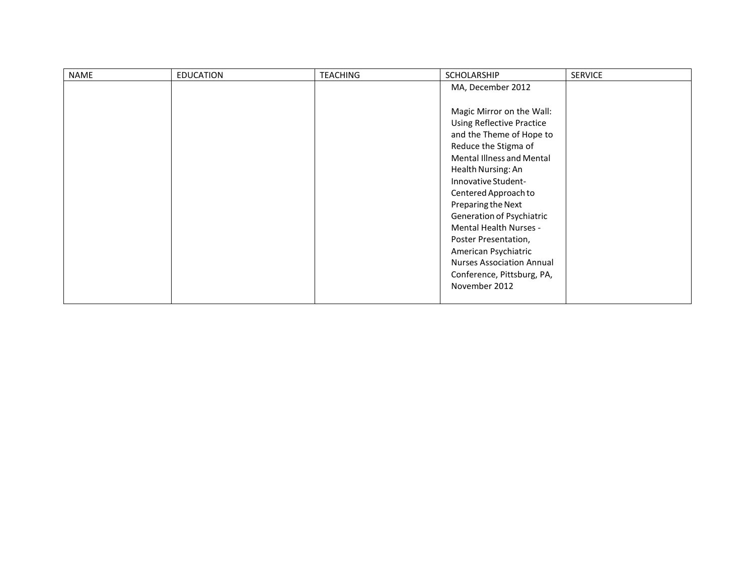| NAME | EDUCATION | TEACHING | SCHOLARSHIP | SERVICE |
|---|---|---|---|---|
| | | | MA, December 2012<br><br>Magic Mirror on the Wall: Using Reflective Practice and the Theme of Hope to Reduce the Stigma of Mental Illness and Mental Health Nursing: An Innovative Student-Centered Approach to Preparing the Next Generation of Psychiatric Mental Health Nurses - Poster Presentation, American Psychiatric Nurses Association Annual Conference, Pittsburg, PA, November 2012 | |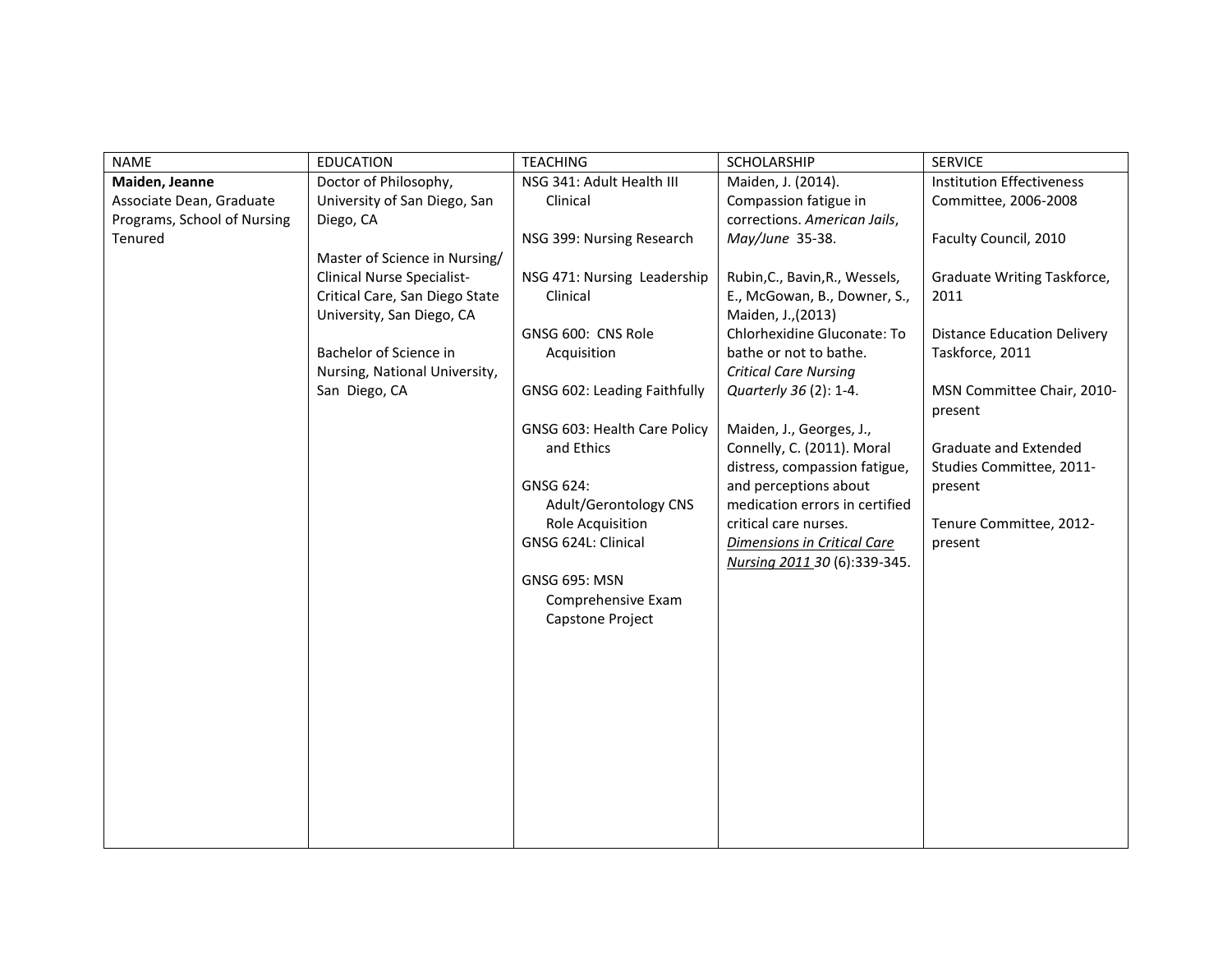| NAME | EDUCATION | TEACHING | SCHOLARSHIP | SERVICE |
|---|---|---|---|---|
| **Maiden, Jeanne**<br>Associate Dean, Graduate Programs, School of Nursing<br>Tenured | Doctor of Philosophy, University of San Diego, San Diego, CA<br><br>Master of Science in Nursing/ Clinical Nurse Specialist-Critical Care, San Diego State University, San Diego, CA<br><br>Bachelor of Science in Nursing, National University, San Diego, CA | NSG 341: Adult Health III Clinical<br><br>NSG 399: Nursing Research<br><br>NSG 471: Nursing Leadership Clinical<br><br>GNSG 600: CNS Role Acquisition<br><br>GNSG 602: Leading Faithfully<br><br>GNSG 603: Health Care Policy and Ethics<br><br>GNSG 624: Adult/Gerontology CNS Role Acquisition<br>GNSG 624L: Clinical<br><br>GNSG 695: MSN Comprehensive Exam Capstone Project | Maiden, J. (2014). Compassion fatigue in corrections. *American Jails*, *May/June* 35-38.<br><br>Rubin,C., Bavin,R., Wessels, E., McGowan, B., Downer, S., Maiden, J.,(2013) Chlorhexidine Gluconate: To bathe or not to bathe. *Critical Care Nursing Quarterly 36* (2): 1-4.<br><br>Maiden, J., Georges, J., Connelly, C. (2011). Moral distress, compassion fatigue, and perceptions about medication errors in certified critical care nurses. *Dimensions in Critical Care Nursing 2011 30* (6):339-345. | Institution Effectiveness Committee, 2006-2008<br><br>Faculty Council, 2010<br><br>Graduate Writing Taskforce, 2011<br><br>Distance Education Delivery Taskforce, 2011<br><br>MSN Committee Chair, 2010-present<br><br>Graduate and Extended Studies Committee, 2011-present<br><br>Tenure Committee, 2012-present |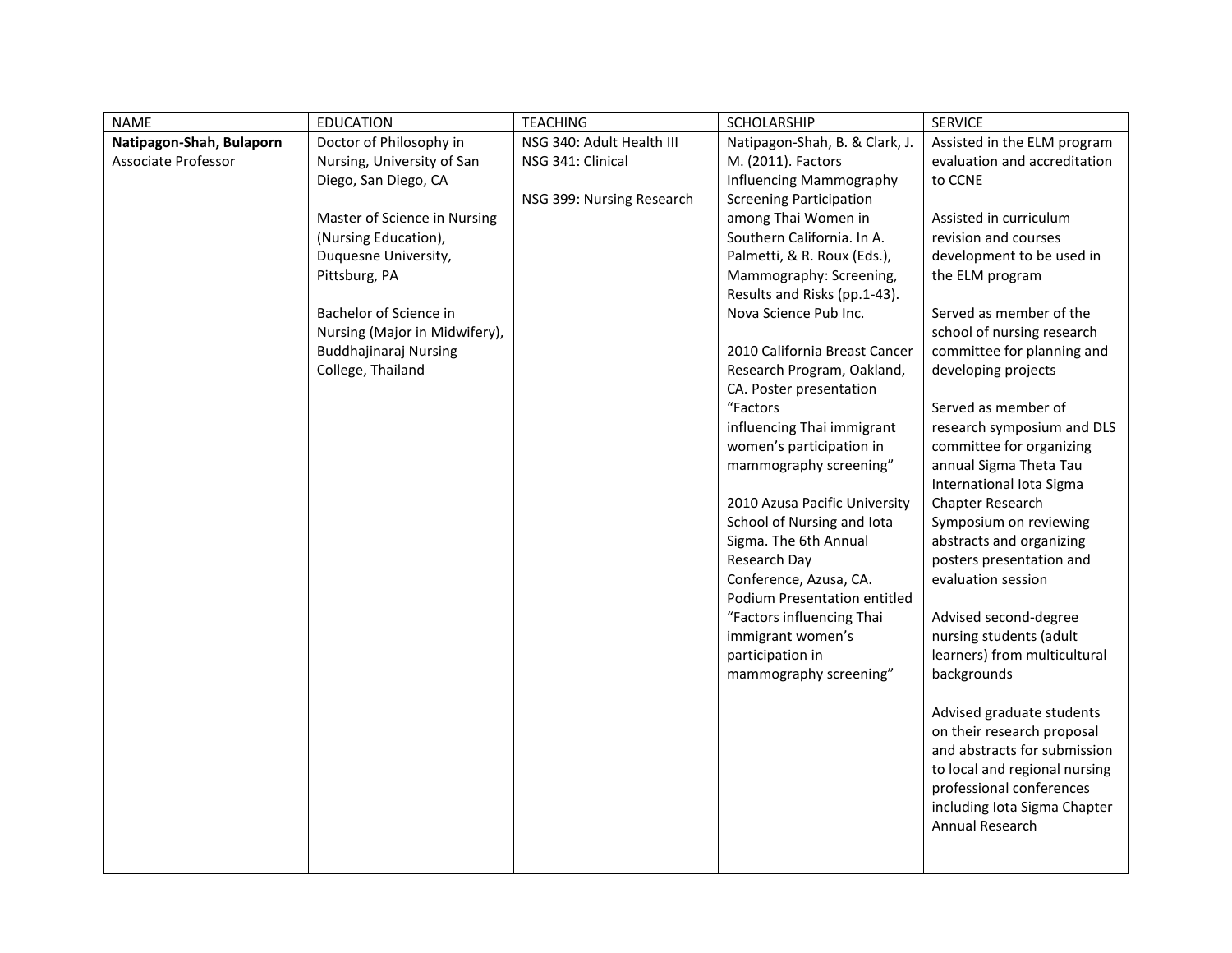| NAME | EDUCATION | TEACHING | SCHOLARSHIP | SERVICE |
|---|---|---|---|---|
| **Natipagon-Shah, Bulaporn**<br>Associate Professor | Doctor of Philosophy in Nursing, University of San Diego, San Diego, CA<br><br>Master of Science in Nursing (Nursing Education), Duquesne University, Pittsburg, PA<br><br>Bachelor of Science in Nursing (Major in Midwifery), Buddhajinaraj Nursing College, Thailand | NSG 340: Adult Health III<br>NSG 341: Clinical<br><br>NSG 399: Nursing Research | Natipagon-Shah, B. & Clark, J. M. (2011). Factors Influencing Mammography Screening Participation among Thai Women in Southern California. In A. Palmetti, & R. Roux (Eds.), Mammography: Screening, Results and Risks (pp.1-43). Nova Science Pub Inc.<br><br>2010 California Breast Cancer Research Program, Oakland, CA. Poster presentation "Factors influencing Thai immigrant women's participation in mammography screening"<br><br>2010 Azusa Pacific University School of Nursing and Iota Sigma. The 6th Annual Research Day Conference, Azusa, CA. Podium Presentation entitled "Factors influencing Thai immigrant women's participation in mammography screening" | Assisted in the ELM program evaluation and accreditation to CCNE<br><br>Assisted in curriculum revision and courses development to be used in the ELM program<br><br>Served as member of the school of nursing research committee for planning and developing projects<br><br>Served as member of research symposium and DLS committee for organizing annual Sigma Theta Tau International Iota Sigma Chapter Research Symposium on reviewing abstracts and organizing posters presentation and evaluation session<br><br>Advised second-degree nursing students (adult learners) from multicultural backgrounds<br><br>Advised graduate students on their research proposal and abstracts for submission to local and regional nursing professional conferences including Iota Sigma Chapter Annual Research |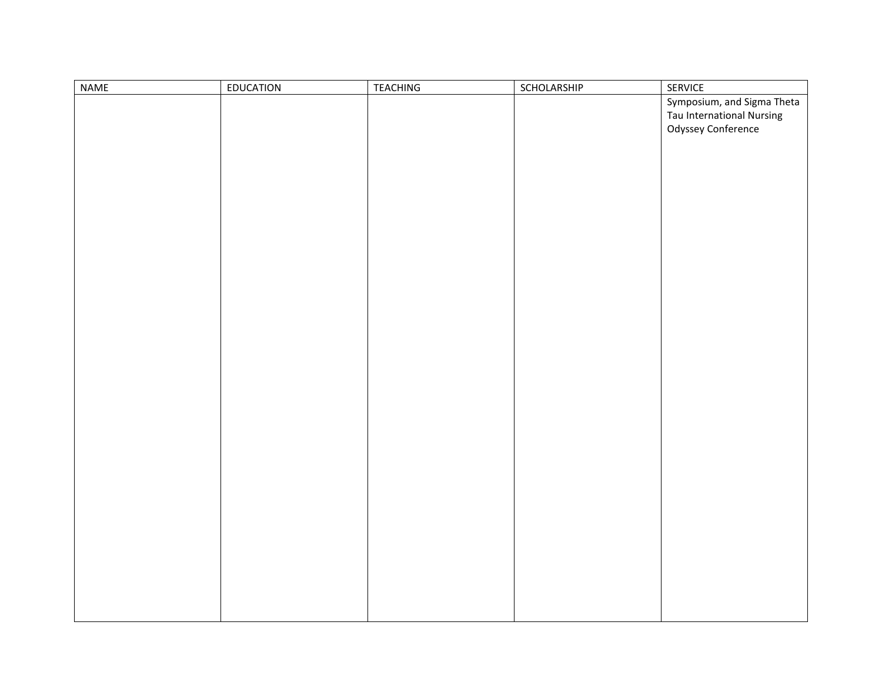| NAME | EDUCATION | TEACHING | SCHOLARSHIP | SERVICE |
|---|---|---|---|---|
| | | | | Symposium, and Sigma Theta Tau International Nursing Odyssey Conference |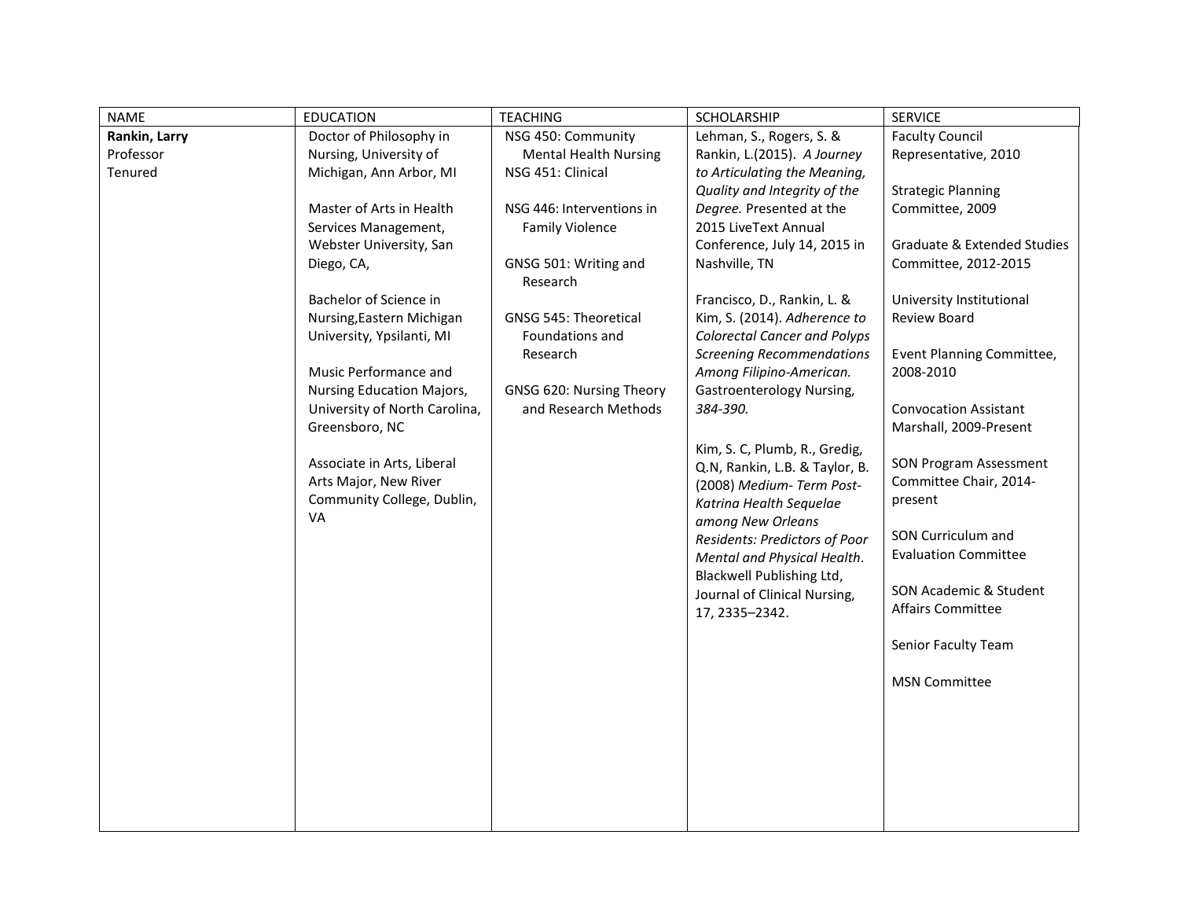| NAME | EDUCATION | TEACHING | SCHOLARSHIP | SERVICE |
|---|---|---|---|---|
| **Rankin, Larry**<br>Professor<br>Tenured | Doctor of Philosophy in Nursing, University of Michigan, Ann Arbor, MI<br><br>Master of Arts in Health Services Management, Webster University, San Diego, CA,<br><br>Bachelor of Science in Nursing,Eastern Michigan University, Ypsilanti, MI<br><br>Music Performance and Nursing Education Majors, University of North Carolina, Greensboro, NC<br><br>Associate in Arts, Liberal Arts Major, New River Community College, Dublin, VA | NSG 450: Community Mental Health Nursing<br>NSG 451: Clinical<br><br>NSG 446: Interventions in Family Violence<br><br>GNSG 501: Writing and Research<br><br>GNSG 545: Theoretical Foundations and Research<br><br>GNSG 620: Nursing Theory and Research Methods | Lehman, S., Rogers, S. & Rankin, L.(2015). *A Journey to Articulating the Meaning, Quality and Integrity of the Degree.* Presented at the 2015 LiveText Annual Conference, July 14, 2015 in Nashville, TN<br><br>Francisco, D., Rankin, L. & Kim, S. (2014). *Adherence to Colorectal Cancer and Polyps Screening Recommendations Among Filipino-American.* Gastroenterology Nursing, *384-390.*<br><br>Kim, S. C, Plumb, R., Gredig, Q.N, Rankin, L.B. & Taylor, B. (2008) *Medium- Term Post-Katrina Health Sequelae among New Orleans Residents: Predictors of Poor Mental and Physical Health*. Blackwell Publishing Ltd, Journal of Clinical Nursing, 17, 2335–2342. | Faculty Council Representative, 2010<br><br>Strategic Planning Committee, 2009<br><br>Graduate & Extended Studies Committee, 2012-2015<br><br>University Institutional Review Board<br><br>Event Planning Committee, 2008-2010<br><br>Convocation Assistant Marshall, 2009-Present<br><br>SON Program Assessment Committee Chair, 2014-present<br><br>SON Curriculum and Evaluation Committee<br><br>SON Academic & Student Affairs Committee<br><br>Senior Faculty Team<br><br>MSN Committee |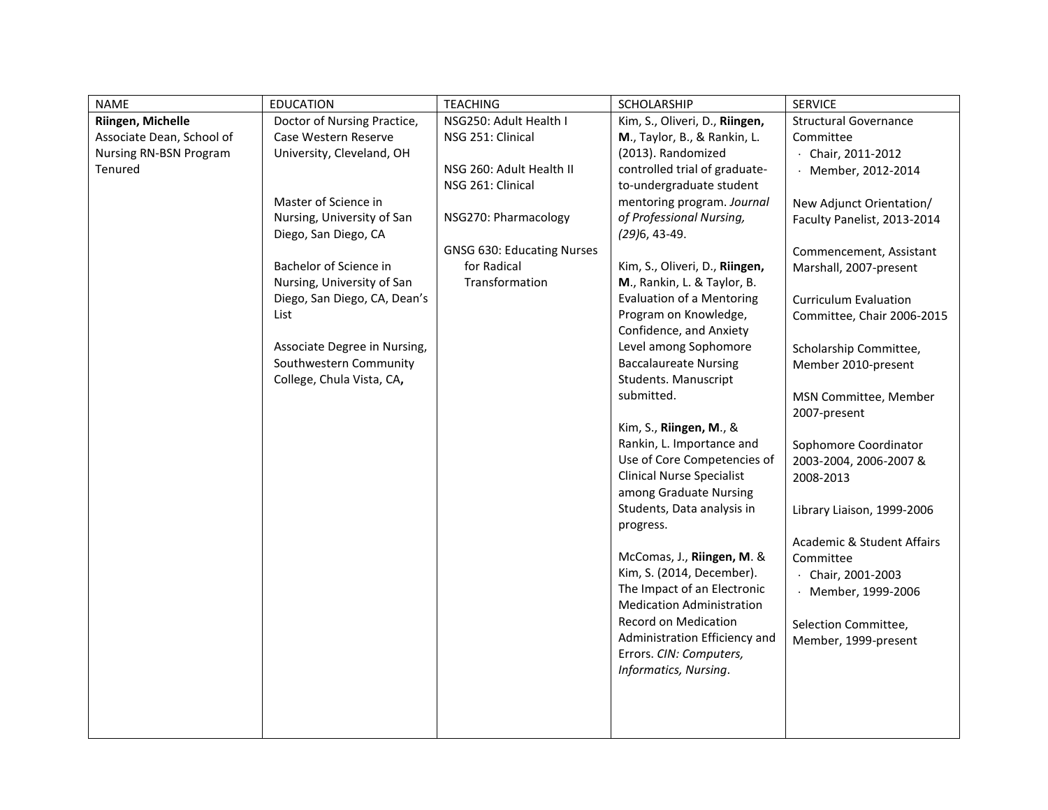| NAME | EDUCATION | TEACHING | SCHOLARSHIP | SERVICE |
|---|---|---|---|---|
| **Riingen, Michelle**<br>Associate Dean, School of Nursing RN-BSN Program<br>Tenured | Doctor of Nursing Practice, Case Western Reserve University, Cleveland, OH<br><br>Master of Science in Nursing, University of San Diego, San Diego, CA<br><br>Bachelor of Science in Nursing, University of San Diego, San Diego, CA, Dean's List<br><br>Associate Degree in Nursing, Southwestern Community College, Chula Vista, CA**,** | NSG250: Adult Health I<br>NSG 251: Clinical<br><br>NSG 260: Adult Health II<br>NSG 261: Clinical<br><br>NSG270: Pharmacology<br><br>GNSG 630: Educating Nurses for Radical Transformation | Kim, S., Oliveri, D., **Riingen, M**., Taylor, B., & Rankin, L. (2013). Randomized controlled trial of graduate-to-undergraduate student mentoring program. *Journal of Professional Nursing, (29)*6, 43-49.<br><br>Kim, S., Oliveri, D., **Riingen, M**., Rankin, L. & Taylor, B. Evaluation of a Mentoring Program on Knowledge, Confidence, and Anxiety Level among Sophomore Baccalaureate Nursing Students. Manuscript submitted.<br><br>Kim, S., **Riingen, M**., & Rankin, L. Importance and Use of Core Competencies of Clinical Nurse Specialist among Graduate Nursing Students, Data analysis in progress.<br><br>McComas, J., **Riingen, M**. & Kim, S. (2014, December). The Impact of an Electronic Medication Administration Record on Medication Administration Efficiency and Errors. *CIN: Computers, Informatics, Nursing*. | Structural Governance Committee<br>· Chair, 2011-2012<br>· Member, 2012-2014<br><br>New Adjunct Orientation/ Faculty Panelist, 2013-2014<br><br>Commencement, Assistant Marshall, 2007-present<br><br>Curriculum Evaluation Committee, Chair 2006-2015<br><br>Scholarship Committee, Member 2010-present<br><br>MSN Committee, Member 2007-present<br><br>Sophomore Coordinator 2003-2004, 2006-2007 & 2008-2013<br><br>Library Liaison, 1999-2006<br><br>Academic & Student Affairs Committee<br>· Chair, 2001-2003<br>· Member, 1999-2006<br><br>Selection Committee, Member, 1999-present |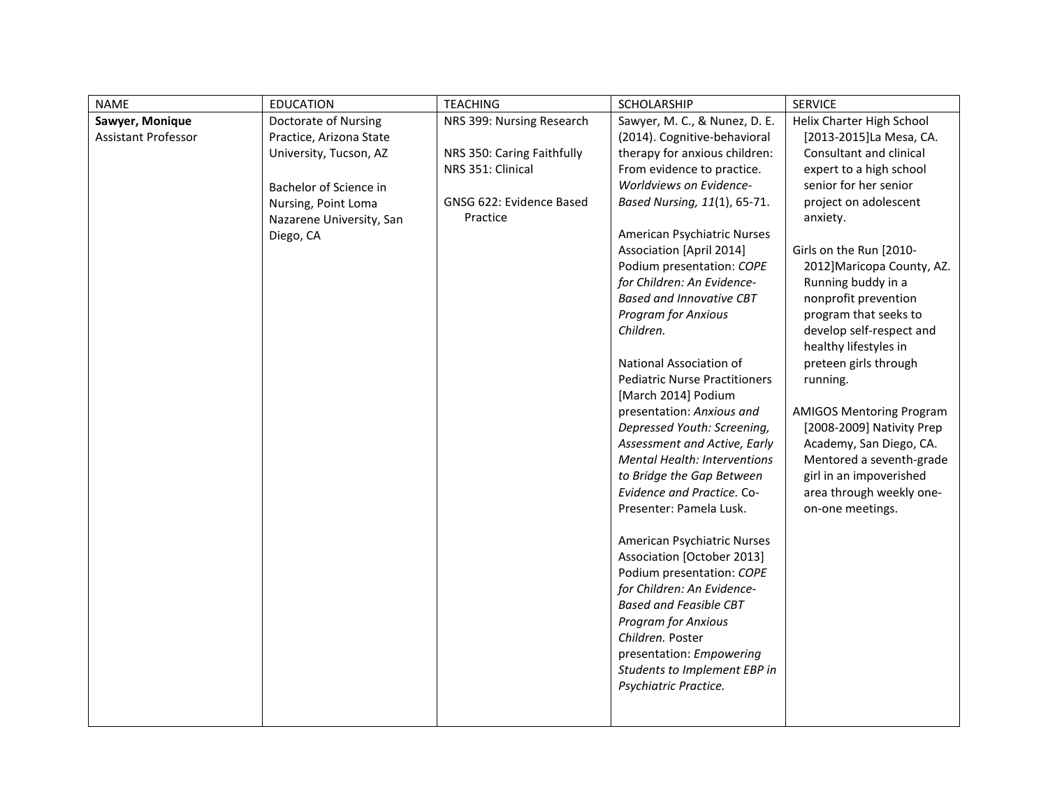| NAME | EDUCATION | TEACHING | SCHOLARSHIP | SERVICE |
|---|---|---|---|---|
| **Sawyer, Monique**<br>Assistant Professor | Doctorate of Nursing Practice, Arizona State University, Tucson, AZ<br><br>Bachelor of Science in Nursing, Point Loma Nazarene University, San Diego, CA | NRS 399: Nursing Research<br><br>NRS 350: Caring Faithfully<br>NRS 351: Clinical<br><br>GNSG 622: Evidence Based Practice | Sawyer, M. C., & Nunez, D. E. (2014). Cognitive-behavioral therapy for anxious children: From evidence to practice. *Worldviews on Evidence-Based Nursing, 11*(1), 65-71.<br><br>American Psychiatric Nurses Association [April 2014] Podium presentation: *COPE for Children: An Evidence-Based and Innovative CBT Program for Anxious Children.*<br><br>National Association of Pediatric Nurse Practitioners [March 2014] Podium presentation: *Anxious and Depressed Youth: Screening, Assessment and Active, Early Mental Health: Interventions to Bridge the Gap Between Evidence and Practice.* Co-Presenter: Pamela Lusk.<br><br>American Psychiatric Nurses Association [October 2013] Podium presentation: *COPE for Children: An Evidence-Based and Feasible CBT Program for Anxious Children.* Poster presentation: *Empowering Students to Implement EBP in Psychiatric Practice.* | Helix Charter High School [2013-2015]La Mesa, CA. Consultant and clinical expert to a high school senior for her senior project on adolescent anxiety.<br><br>Girls on the Run [2010-2012]Maricopa County, AZ. Running buddy in a nonprofit prevention program that seeks to develop self-respect and healthy lifestyles in preteen girls through running.<br><br>AMIGOS Mentoring Program [2008-2009] Nativity Prep Academy, San Diego, CA. Mentored a seventh-grade girl in an impoverished area through weekly one-on-one meetings. |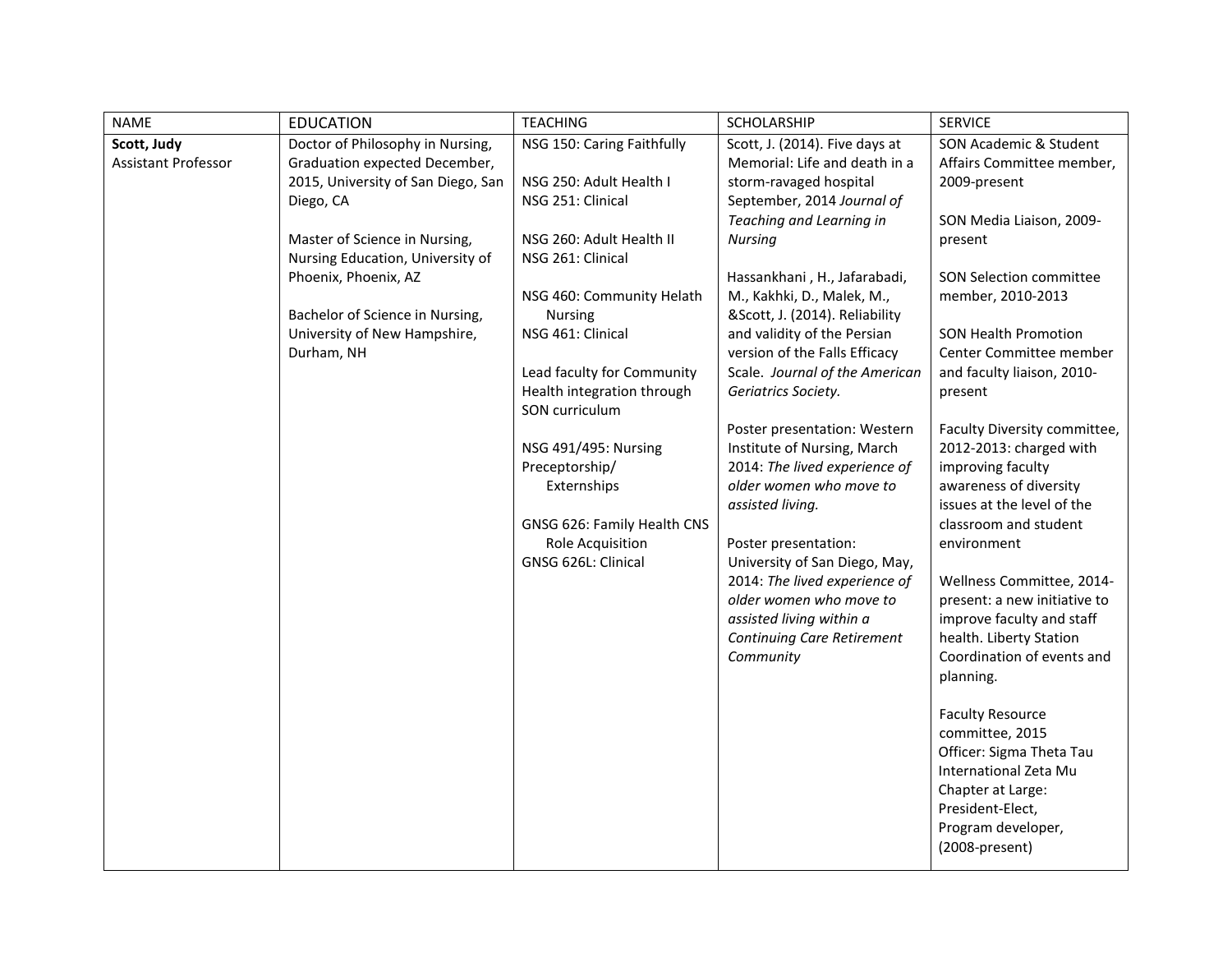| NAME | EDUCATION | TEACHING | SCHOLARSHIP | SERVICE |
|---|---|---|---|---|
| **Scott, Judy**<br>Assistant Professor | Doctor of Philosophy in Nursing, Graduation expected December, 2015, University of San Diego, San Diego, CA<br><br>Master of Science in Nursing, Nursing Education, University of Phoenix, Phoenix, AZ<br><br>Bachelor of Science in Nursing, University of New Hampshire, Durham, NH | NSG 150: Caring Faithfully<br><br>NSG 250: Adult Health I<br>NSG 251: Clinical<br><br>NSG 260: Adult Health II<br>NSG 261: Clinical<br><br>NSG 460: Community Helath Nursing<br>NSG 461: Clinical<br><br>Lead faculty for Community Health integration through SON curriculum<br><br>NSG 491/495: Nursing Preceptorship/ Externships<br><br>GNSG 626: Family Health CNS Role Acquisition<br>GNSG 626L: Clinical | Scott, J. (2014). Five days at Memorial: Life and death in a storm-ravaged hospital September, 2014 *Journal of Teaching and Learning in Nursing*<br><br>Hassankhani , H., Jafarabadi, M., Kakhki, D., Malek, M., &Scott, J. (2014). Reliability and validity of the Persian version of the Falls Efficacy Scale. *Journal of the American Geriatrics Society.*<br><br>Poster presentation: Western Institute of Nursing, March 2014: *The lived experience of older women who move to assisted living.*<br><br>Poster presentation: University of San Diego, May, 2014: *The lived experience of older women who move to assisted living within a Continuing Care Retirement Community* | SON Academic & Student Affairs Committee member, 2009-present<br><br>SON Media Liaison, 2009-present<br><br>SON Selection committee member, 2010-2013<br><br>SON Health Promotion Center Committee member and faculty liaison, 2010-present<br><br>Faculty Diversity committee, 2012-2013: charged with improving faculty awareness of diversity issues at the level of the classroom and student environment<br><br>Wellness Committee, 2014-present: a new initiative to improve faculty and staff health. Liberty Station Coordination of events and planning.<br><br>Faculty Resource committee, 2015<br>Officer: Sigma Theta Tau International Zeta Mu Chapter at Large: President-Elect, Program developer, (2008-present) |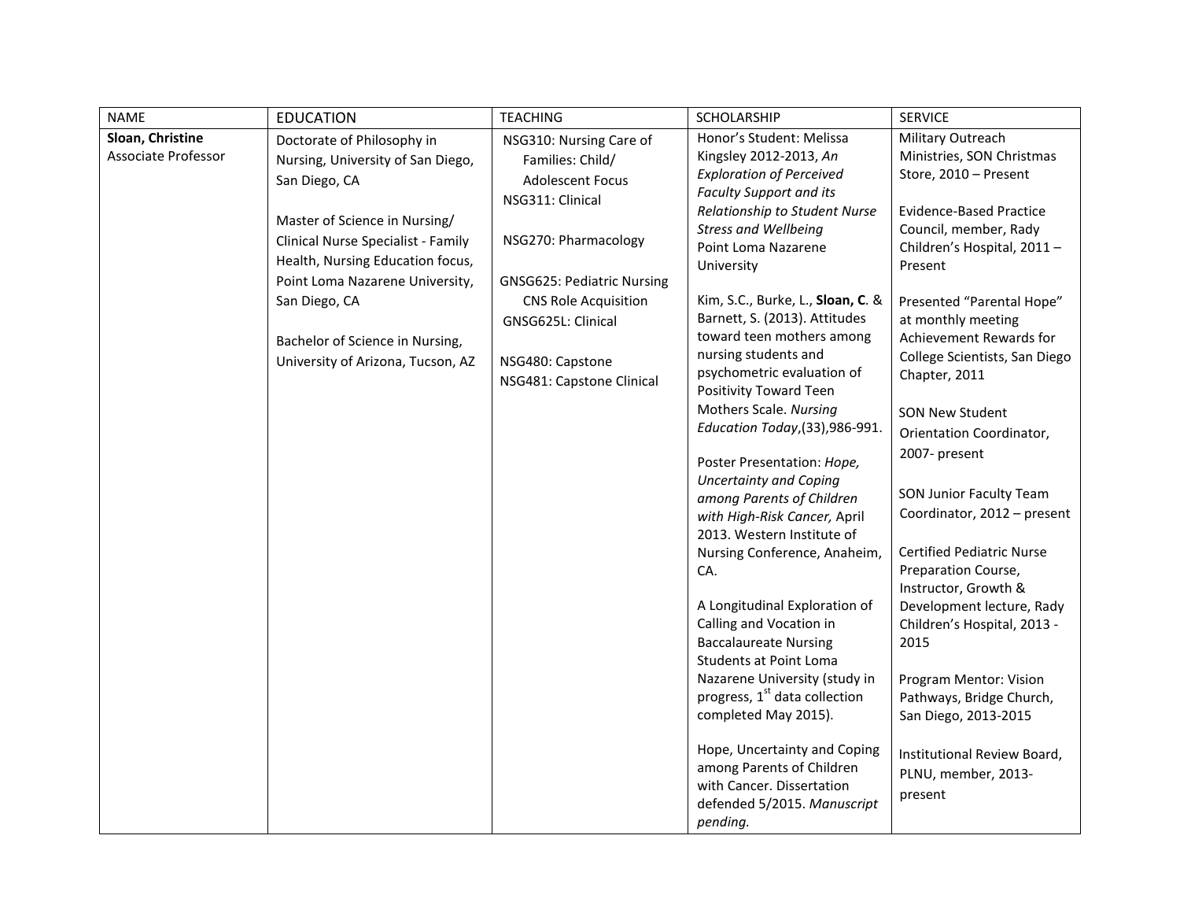| NAME | EDUCATION | TEACHING | SCHOLARSHIP | SERVICE |
|---|---|---|---|---|
| **Sloan, Christine**<br>Associate Professor | Doctorate of Philosophy in Nursing, University of San Diego, San Diego, CA<br><br>Master of Science in Nursing/ Clinical Nurse Specialist - Family Health, Nursing Education focus, Point Loma Nazarene University, San Diego, CA<br><br>Bachelor of Science in Nursing, University of Arizona, Tucson, AZ | NSG310: Nursing Care of Families: Child/ Adolescent Focus<br>NSG311: Clinical<br><br>NSG270: Pharmacology<br><br>GNSG625: Pediatric Nursing CNS Role Acquisition<br>GNSG625L: Clinical<br><br>NSG480: Capstone<br>NSG481: Capstone Clinical | Honor's Student: Melissa Kingsley 2012-2013, *An Exploration of Perceived Faculty Support and its Relationship to Student Nurse Stress and Wellbeing* Point Loma Nazarene University<br><br>Kim, S.C., Burke, L., **Sloan, C**. & Barnett, S. (2013). Attitudes toward teen mothers among nursing students and psychometric evaluation of Positivity Toward Teen Mothers Scale. *Nursing Education Today*,(33),986-991.<br><br>Poster Presentation: *Hope, Uncertainty and Coping among Parents of Children with High-Risk Cancer,* April 2013. Western Institute of Nursing Conference, Anaheim, CA.<br><br>A Longitudinal Exploration of Calling and Vocation in Baccalaureate Nursing Students at Point Loma Nazarene University (study in progress, 1st data collection completed May 2015).<br><br>Hope, Uncertainty and Coping among Parents of Children with Cancer. Dissertation defended 5/2015. *Manuscript pending.* | Military Outreach Ministries, SON Christmas Store, 2010 – Present<br><br>Evidence-Based Practice Council, member, Rady Children's Hospital, 2011 – Present<br><br>Presented "Parental Hope" at monthly meeting Achievement Rewards for College Scientists, San Diego Chapter, 2011<br><br>SON New Student Orientation Coordinator, 2007- present<br><br>SON Junior Faculty Team Coordinator, 2012 – present<br><br>Certified Pediatric Nurse Preparation Course, Instructor, Growth & Development lecture, Rady Children's Hospital, 2013 - 2015<br><br>Program Mentor: Vision Pathways, Bridge Church, San Diego, 2013-2015<br><br>Institutional Review Board, PLNU, member, 2013- present |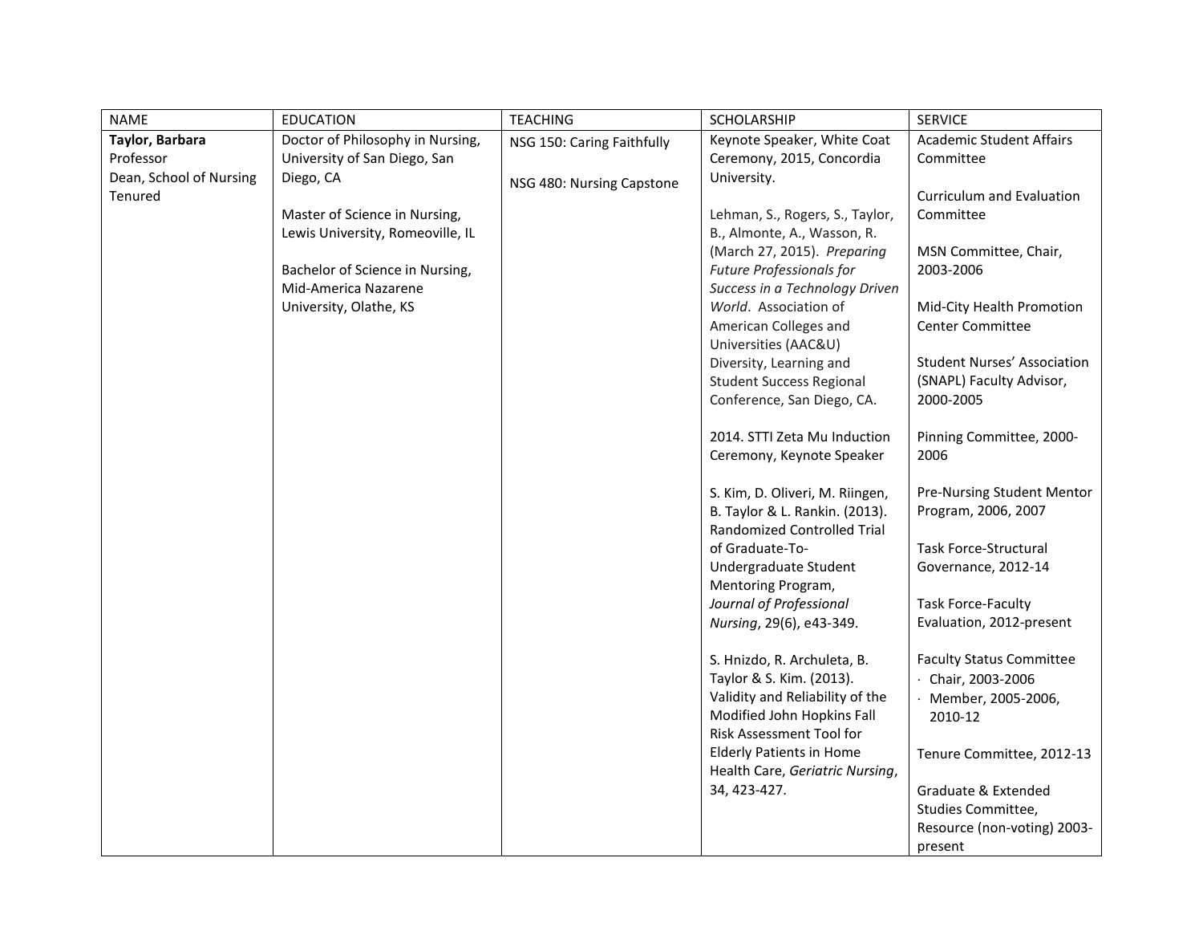| NAME | EDUCATION | TEACHING | SCHOLARSHIP | SERVICE |
|---|---|---|---|---|
| **Taylor, Barbara**<br>Professor<br>Dean, School of Nursing<br>Tenured | Doctor of Philosophy in Nursing, University of San Diego, San Diego, CA<br><br>Master of Science in Nursing, Lewis University, Romeoville, IL<br><br>Bachelor of Science in Nursing, Mid-America Nazarene University, Olathe, KS | NSG 150: Caring Faithfully<br><br>NSG 480: Nursing Capstone | Keynote Speaker, White Coat Ceremony, 2015, Concordia University.<br><br>Lehman, S., Rogers, S., Taylor, B., Almonte, A., Wasson, R. (March 27, 2015). *Preparing Future Professionals for Success in a Technology Driven World*. Association of American Colleges and Universities (AAC&U) Diversity, Learning and Student Success Regional Conference, San Diego, CA.<br><br>2014. STTI Zeta Mu Induction Ceremony, Keynote Speaker<br><br>S. Kim, D. Oliveri, M. Riingen, B. Taylor & L. Rankin. (2013). Randomized Controlled Trial of Graduate-To-Undergraduate Student Mentoring Program, *Journal of Professional Nursing*, 29(6), e43-349.<br><br>S. Hnizdo, R. Archuleta, B. Taylor & S. Kim. (2013). Validity and Reliability of the Modified John Hopkins Fall Risk Assessment Tool for Elderly Patients in Home Health Care, *Geriatric Nursing*, 34, 423-427. | Academic Student Affairs Committee<br><br>Curriculum and Evaluation Committee<br><br>MSN Committee, Chair, 2003-2006<br><br>Mid-City Health Promotion Center Committee<br><br>Student Nurses' Association (SNAPL) Faculty Advisor, 2000-2005<br><br>Pinning Committee, 2000-2006<br><br>Pre-Nursing Student Mentor Program, 2006, 2007<br><br>Task Force-Structural Governance, 2012-14<br><br>Task Force-Faculty Evaluation, 2012-present<br><br>Faculty Status Committee<br>· Chair, 2003-2006<br>· Member, 2005-2006, 2010-12<br><br>Tenure Committee, 2012-13<br><br>Graduate & Extended Studies Committee, Resource (non-voting) 2003-present |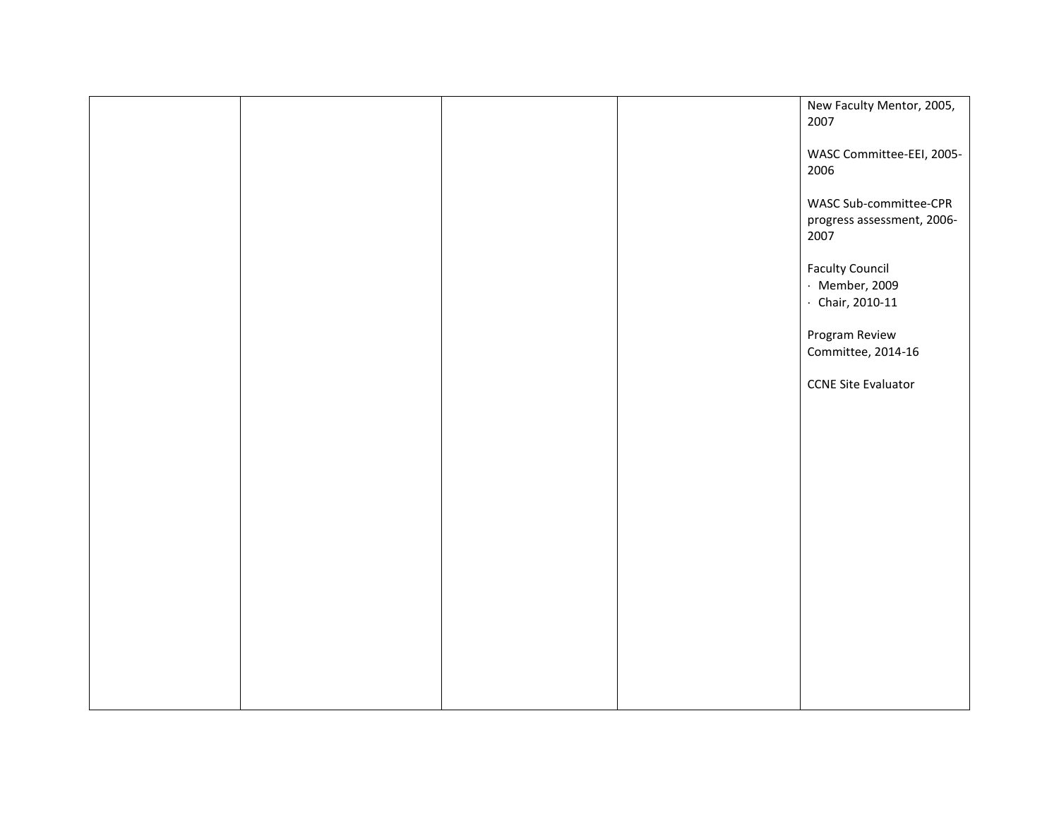| | | | | |
|---|---|---|---|---|
| | | | | New Faculty Mentor, 2005, 2007<br><br>WASC Committee-EEI, 2005-2006<br><br>WASC Sub-committee-CPR progress assessment, 2006-2007<br><br>Faculty Council<br>· Member, 2009<br>· Chair, 2010-11<br><br>Program Review Committee, 2014-16<br><br>CCNE Site Evaluator |